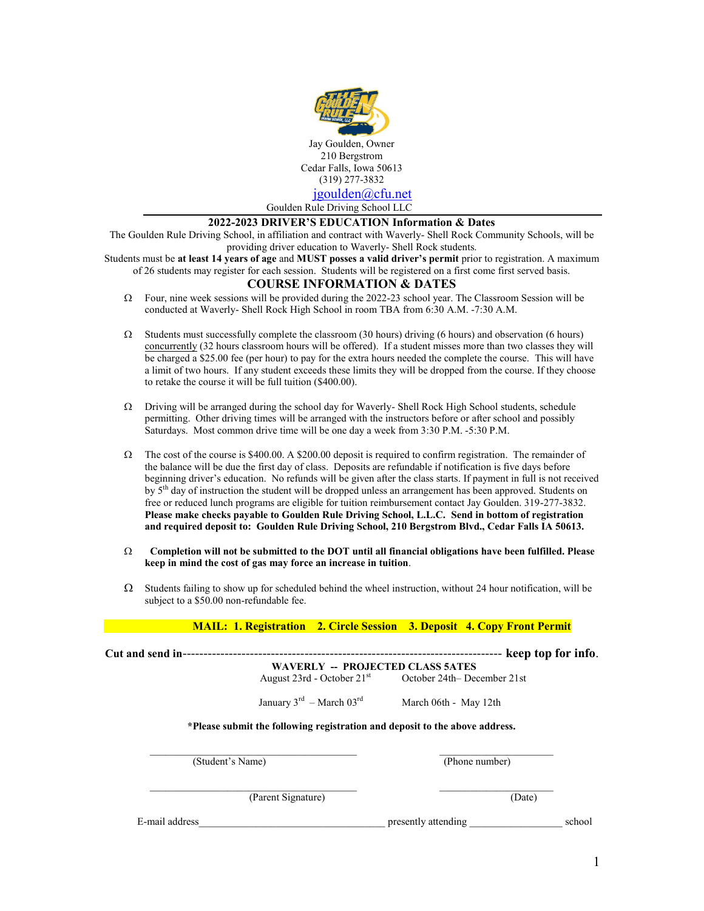Jay Goulden, Owner
210 Bergstrom
Cedar Falls, Iowa 50613
(319) 277-3832
jgoulden@cfu.net
Goulden Rule Driving School LLC

---

## 2022-2023 DRIVER'S EDUCATION Information & Dates

The Goulden Rule Driving School, in affiliation and contract with Waverly- Shell Rock Community Schools, will be providing driver education to Waverly- Shell Rock students.

Students must be **at least 14 years of age** and **MUST posses a valid driver's permit** prior to registration. A maximum of 26 students may register for each session. Students will be registered on a first come first served basis.

## COURSE INFORMATION & DATES

- Four, nine week sessions will be provided during the 2022-23 school year. The Classroom Session will be conducted at Waverly- Shell Rock High School in room TBA from 6:30 A.M. -7:30 A.M.

- Students must successfully complete the classroom (30 hours) driving (6 hours) and observation (6 hours) concurrently (32 hours classroom hours will be offered). If a student misses more than two classes they will be charged a $25.00 fee (per hour) to pay for the extra hours needed the complete the course. This will have a limit of two hours. If any student exceeds these limits they will be dropped from the course. If they choose to retake the course it will be full tuition ($400.00).

- Driving will be arranged during the school day for Waverly- Shell Rock High School students, schedule permitting. Other driving times will be arranged with the instructors before or after school and possibly Saturdays. Most common drive time will be one day a week from 3:30 P.M. -5:30 P.M.

- The cost of the course is $400.00. A $200.00 deposit is required to confirm registration. The remainder of the balance will be due the first day of class. Deposits are refundable if notification is five days before beginning driver's education. No refunds will be given after the class starts. If payment in full is not received by 5th day of instruction the student will be dropped unless an arrangement has been approved. Students on free or reduced lunch programs are eligible for tuition reimbursement contact Jay Goulden. 319-277-3832. **Please make checks payable to Goulden Rule Driving School, L.L.C. Send in bottom of registration and required deposit to: Goulden Rule Driving School, 210 Bergstrom Blvd., Cedar Falls IA 50613.**

- **Completion will not be submitted to the DOT until all financial obligations have been fulfilled. Please keep in mind the cost of gas may force an increase in tuition**.

- Students failing to show up for scheduled behind the wheel instruction, without 24 hour notification, will be subject to a $50.00 non-refundable fee.

**MAIL: 1. Registration 2. Circle Session 3. Deposit 4. Copy Front Permit**

**Cut and send in**---------------------------------------------------------------------------- **keep top for info**.

**WAVERLY -- PROJECTED CLASS 5ATES**

August 23rd - October 21st        October 24th– December 21st

January 3rd – March 03rd        March 06th - May 12th

**\*Please submit the following registration and deposit to the above address.**

\_\_\_\_\_\_\_\_\_\_\_\_\_\_\_\_\_\_\_\_\_\_\_\_\_\_\_\_\_\_\_\_\_\_\_\_ (Student's Name)        \_\_\_\_\_\_\_\_\_\_\_\_\_\_\_\_\_\_\_\_ (Phone number)

\_\_\_\_\_\_\_\_\_\_\_\_\_\_\_\_\_\_\_\_\_\_\_\_\_\_\_\_\_\_\_\_\_\_\_\_ (Parent Signature)        \_\_\_\_\_\_\_\_\_\_\_\_\_\_\_\_\_\_\_\_ (Date)

E-mail address\_\_\_\_\_\_\_\_\_\_\_\_\_\_\_\_\_\_\_\_\_\_\_\_\_\_\_\_\_\_\_\_\_\_\_\_ presently attending \_\_\_\_\_\_\_\_\_\_\_\_\_\_\_\_\_\_ school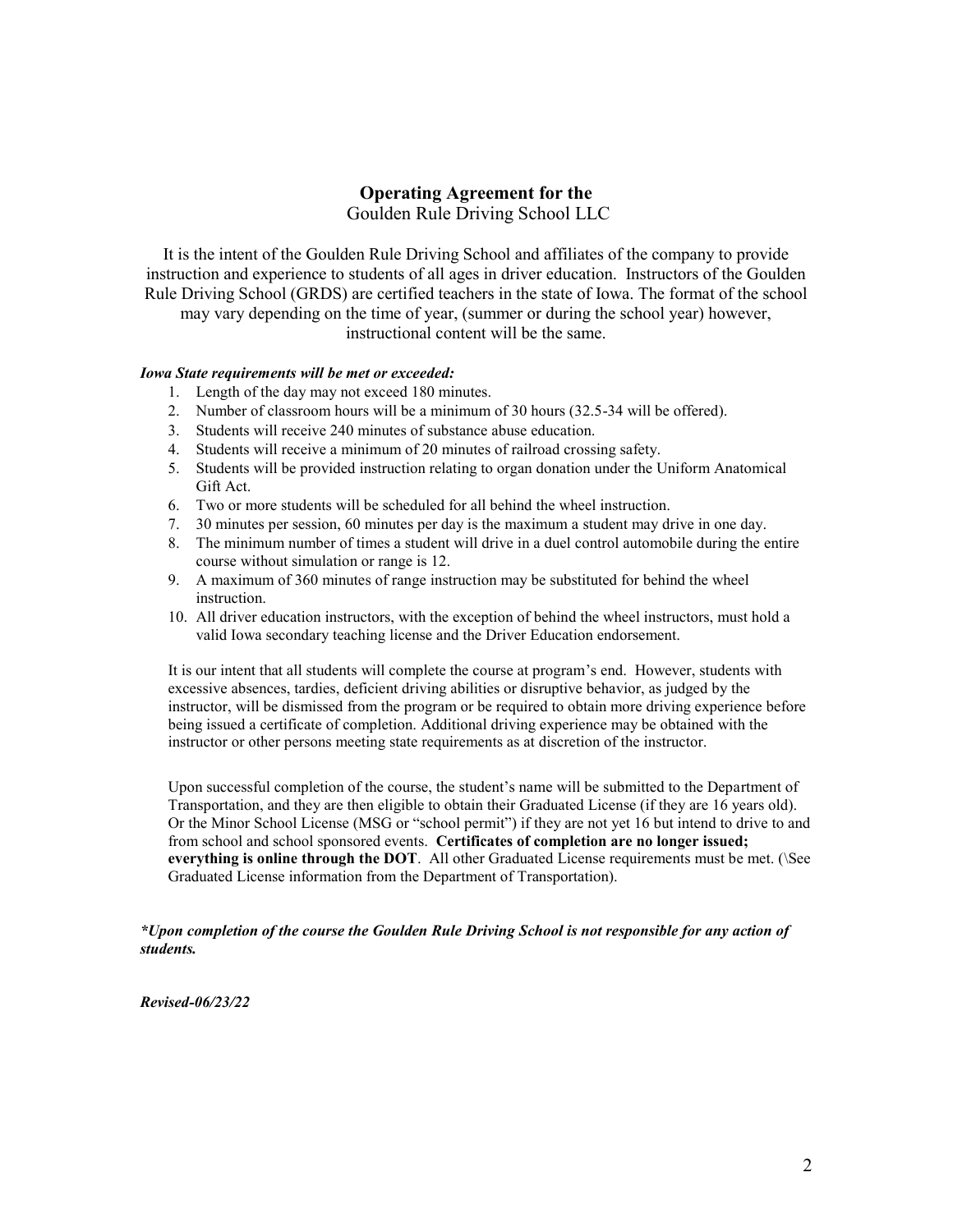**Operating Agreement for the**
Goulden Rule Driving School LLC

It is the intent of the Goulden Rule Driving School and affiliates of the company to provide instruction and experience to students of all ages in driver education. Instructors of the Goulden Rule Driving School (GRDS) are certified teachers in the state of Iowa. The format of the school may vary depending on the time of year, (summer or during the school year) however, instructional content will be the same.

***Iowa State requirements will be met or exceeded:***

1. Length of the day may not exceed 180 minutes.
2. Number of classroom hours will be a minimum of 30 hours (32.5-34 will be offered).
3. Students will receive 240 minutes of substance abuse education.
4. Students will receive a minimum of 20 minutes of railroad crossing safety.
5. Students will be provided instruction relating to organ donation under the Uniform Anatomical Gift Act.
6. Two or more students will be scheduled for all behind the wheel instruction.
7. 30 minutes per session, 60 minutes per day is the maximum a student may drive in one day.
8. The minimum number of times a student will drive in a duel control automobile during the entire course without simulation or range is 12.
9. A maximum of 360 minutes of range instruction may be substituted for behind the wheel instruction.
10. All driver education instructors, with the exception of behind the wheel instructors, must hold a valid Iowa secondary teaching license and the Driver Education endorsement.

It is our intent that all students will complete the course at program's end. However, students with excessive absences, tardies, deficient driving abilities or disruptive behavior, as judged by the instructor, will be dismissed from the program or be required to obtain more driving experience before being issued a certificate of completion. Additional driving experience may be obtained with the instructor or other persons meeting state requirements as at discretion of the instructor.

Upon successful completion of the course, the student's name will be submitted to the Department of Transportation, and they are then eligible to obtain their Graduated License (if they are 16 years old). Or the Minor School License (MSG or "school permit") if they are not yet 16 but intend to drive to and from school and school sponsored events. **Certificates of completion are no longer issued; everything is online through the DOT**. All other Graduated License requirements must be met. (\See Graduated License information from the Department of Transportation).

***\*Upon completion of the course the Goulden Rule Driving School is not responsible for any action of students.***

***Revised-06/23/22***